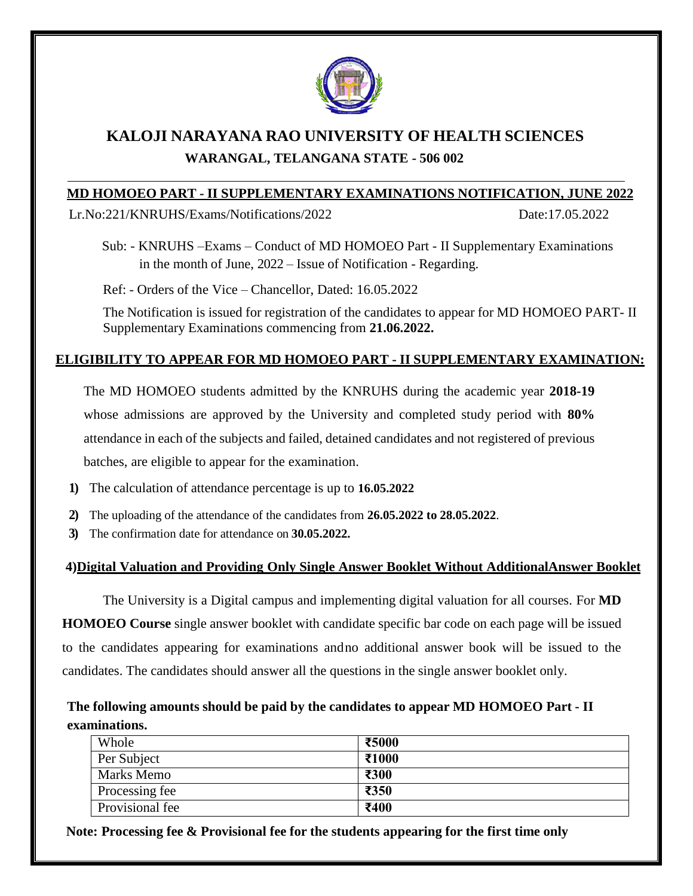# KALOJI NARAYANA RAO UNIVERSITY OF HEALTH SCIENCES

## WARANGAL, TELANGANA STATE - 506 002

### MD HOMOEO PART - II SUPPLEMENTARY EXAMINATIONS NOTIFICATION, JUNE 2022

Lr.No:221/KNRUHS/Exams/Notifications/2022 Date:17.05.2022

Sub: - KNRUHS –Exams – Conduct of MD HOMOEO Part - II Supplementary Examinations in the month of June, 2022 – Issue of Notification - Regarding.

Ref: - Orders of the Vice – Chancellor, Dated: 16.05.2022

The Notification is issued for registration of the candidates to appear for MD HOMOEO PART- II Supplementary Examinations commencing from **21.06.2022.**

### ELIGIBILITY TO APPEAR FOR MD HOMOEO PART - II SUPPLEMENTARY EXAMINATION:

The MD HOMOEO students admitted by the KNRUHS during the academic year **2018-19** whose admissions are approved by the University and completed study period with **80%** attendance in each of the subjects and failed, detained candidates and not registered of previous batches, are eligible to appear for the examination.

1) The calculation of attendance percentage is up to **16.05.2022**
2) The uploading of the attendance of the candidates from **26.05.2022 to 28.05.2022**.
3) The confirmation date for attendance on **30.05.2022.**

### 4)Digital Valuation and Providing Only Single Answer Booklet Without AdditionalAnswer Booklet

The University is a Digital campus and implementing digital valuation for all courses. For **MD HOMOEO Course** single answer booklet with candidate specific bar code on each page will be issued to the candidates appearing for examinations andno additional answer book will be issued to the candidates. The candidates should answer all the questions in the single answer booklet only.

**The following amounts should be paid by the candidates to appear MD HOMOEO Part - II examinations.**

| Whole | **₹5000** |
|---|---|
| Per Subject | **₹1000** |
| Marks Memo | **₹300** |
| Processing fee | **₹350** |
| Provisional fee | **₹400** |

**Note: Processing fee & Provisional fee for the students appearing for the first time only**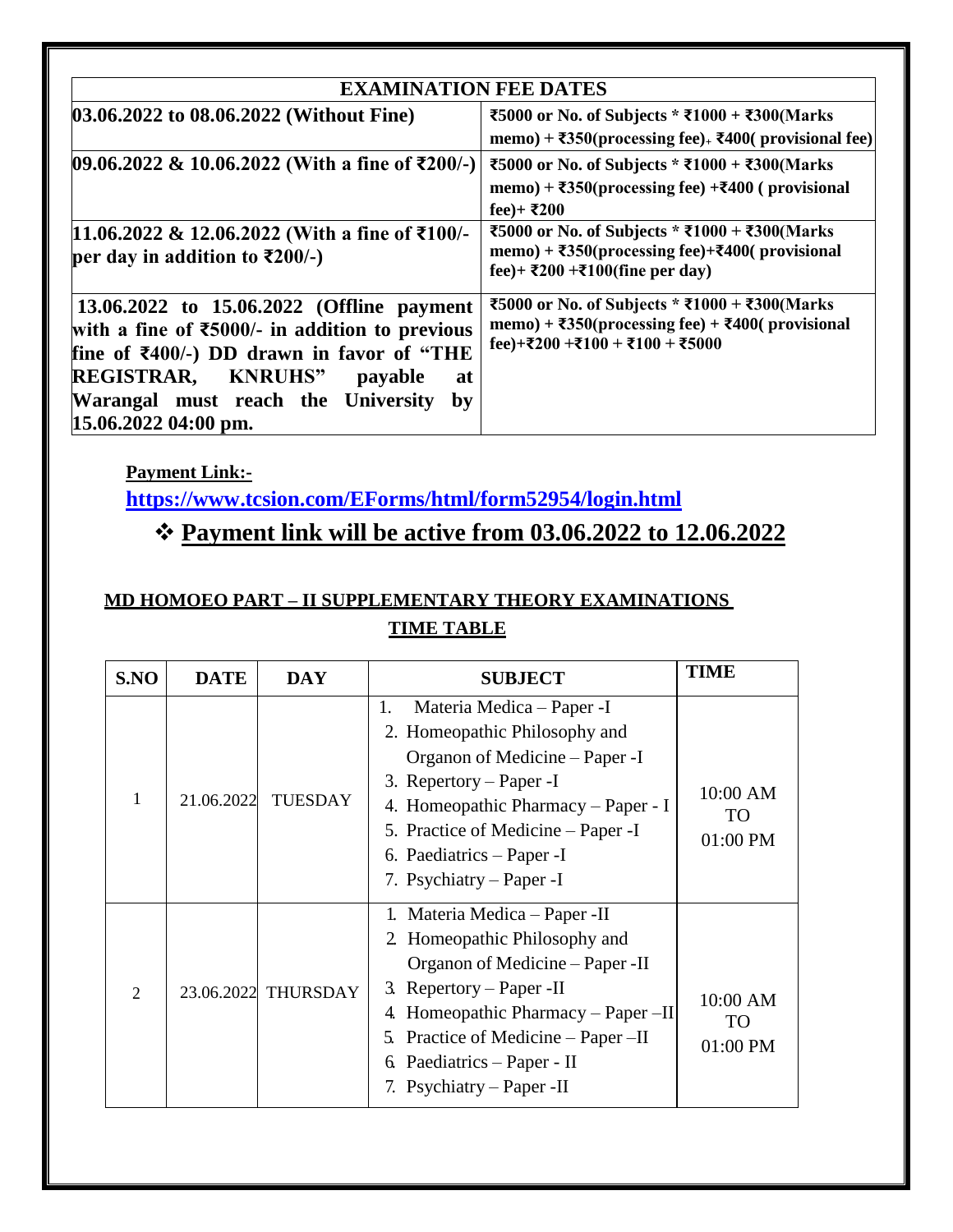| EXAMINATION FEE DATES | |
|---|---|
| **03.06.2022 to 08.06.2022 (Without Fine)** | **₹5000 or No. of Subjects * ₹1000 + ₹300(Marks memo) + ₹350(processing fee) + ₹400( provisional fee)** |
| **09.06.2022 & 10.06.2022 (With a fine of ₹200/-)** | **₹5000 or No. of Subjects * ₹1000 + ₹300(Marks memo) + ₹350(processing fee) +₹400 ( provisional fee)+ ₹200** |
| **11.06.2022 & 12.06.2022 (With a fine of ₹100/- per day in addition to ₹200/-)** | **₹5000 or No. of Subjects * ₹1000 + ₹300(Marks memo) + ₹350(processing fee)+₹400( provisional fee)+ ₹200 +₹100(fine per day)** |
| **13.06.2022 to 15.06.2022 (Offline payment with a fine of ₹5000/- in addition to previous fine of ₹400/-) DD drawn in favor of "THE REGISTRAR, KNRUHS" payable at Warangal must reach the University by 15.06.2022 04:00 pm.** | **₹5000 or No. of Subjects * ₹1000 + ₹300(Marks memo) + ₹350(processing fee) + ₹400( provisional fee)+₹200 +₹100 + ₹100 + ₹5000** |

**Payment Link:-**

**https://www.tcsion.com/EForms/html/form52954/login.html**

## ❖ Payment link will be active from 03.06.2022 to 12.06.2022

### MD HOMOEO PART – II SUPPLEMENTARY THEORY EXAMINATIONS

### TIME TABLE

| S.NO | DATE | DAY | SUBJECT | TIME |
|---|---|---|---|---|
| 1 | 21.06.2022 | TUESDAY | 1. Materia Medica – Paper -I<br>2. Homeopathic Philosophy and Organon of Medicine – Paper -I<br>3. Repertory – Paper -I<br>4. Homeopathic Pharmacy – Paper - I<br>5. Practice of Medicine – Paper -I<br>6. Paediatrics – Paper -I<br>7. Psychiatry – Paper -I | 10:00 AM TO 01:00 PM |
| 2 | 23.06.2022 | THURSDAY | 1. Materia Medica – Paper -II<br>2. Homeopathic Philosophy and Organon of Medicine – Paper -II<br>3. Repertory – Paper -II<br>4. Homeopathic Pharmacy – Paper –II<br>5. Practice of Medicine – Paper –II<br>6. Paediatrics – Paper - II<br>7. Psychiatry – Paper -II | 10:00 AM TO 01:00 PM |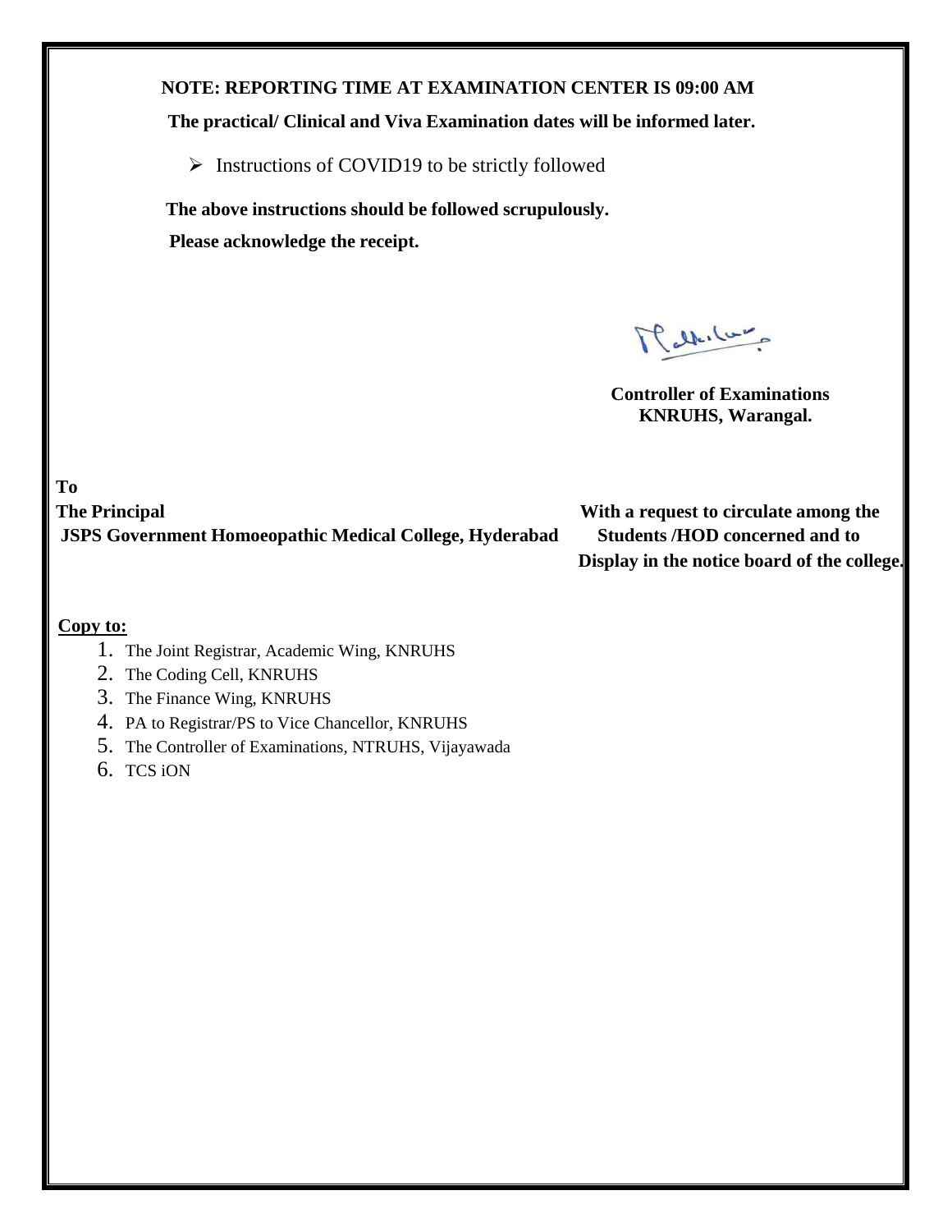**NOTE: REPORTING TIME AT EXAMINATION CENTER IS 09:00 AM**

**The practical/ Clinical and Viva Examination dates will be informed later.**

- Instructions of COVID19 to be strictly followed

**The above instructions should be followed scrupulously.**

**Please acknowledge the receipt.**

**Controller of Examinations**
**KNRUHS, Warangal.**

**To**
**The Principal**
**JSPS Government Homoeopathic Medical College, Hyderabad**

**With a request to circulate among the Students /HOD concerned and to Display in the notice board of the college.**

**Copy to:**

1. The Joint Registrar, Academic Wing, KNRUHS
2. The Coding Cell, KNRUHS
3. The Finance Wing, KNRUHS
4. PA to Registrar/PS to Vice Chancellor, KNRUHS
5. The Controller of Examinations, NTRUHS, Vijayawada
6. TCS iON